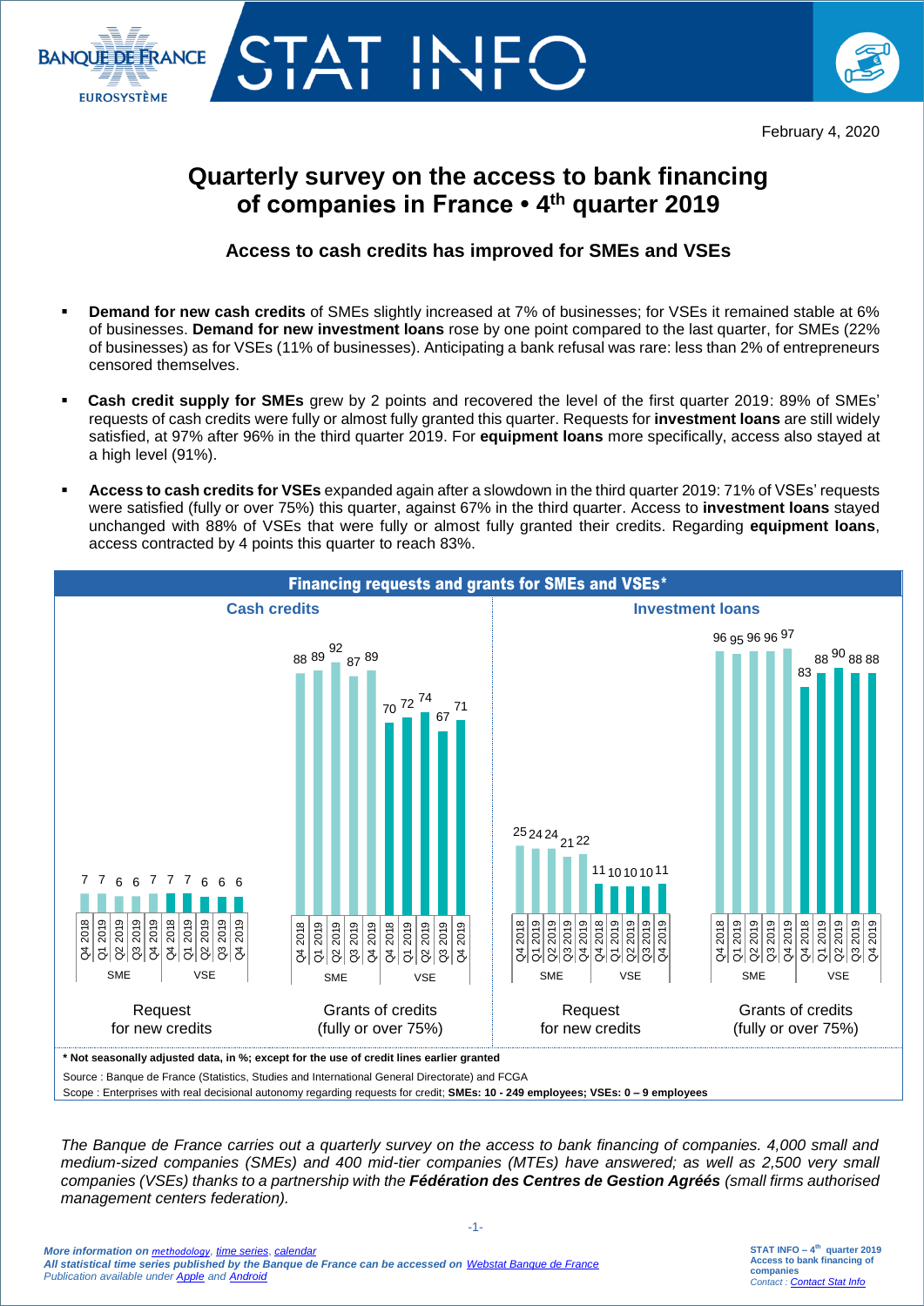February 4, 2020

# Quarterly survey on the access to bank financing of companies in France • 4th quarter 2019

## Access to cash credits has improved for SMEs and VSEs

- **Demand for new cash credits** of SMEs slightly increased at 7% of businesses; for VSEs it remained stable at 6% of businesses. **Demand for new investment loans** rose by one point compared to the last quarter, for SMEs (22% of businesses) as for VSEs (11% of businesses). Anticipating a bank refusal was rare: less than 2% of entrepreneurs censored themselves.
- **Cash credit supply for SMEs** grew by 2 points and recovered the level of the first quarter 2019: 89% of SMEs' requests of cash credits were fully or almost fully granted this quarter. Requests for **investment loans** are still widely satisfied, at 97% after 96% in the third quarter 2019. For **equipment loans** more specifically, access also stayed at a high level (91%).
- **Access to cash credits for VSEs** expanded again after a slowdown in the third quarter 2019: 71% of VSEs' requests were satisfied (fully or over 75%) this quarter, against 67% in the third quarter. Access to **investment loans** stayed unchanged with 88% of VSEs that were fully or almost fully granted their credits. Regarding **equipment loans**, access contracted by 4 points this quarter to reach 83%.

**Financing requests and grants for SMEs and VSEs***

**Cash credits**

| | | Q4 2018 | Q1 2019 | Q2 2019 | Q3 2019 | Q4 2019 |
|---|---|---|---|---|---|---|
| Request for new credits | SME | 7 | 7 | 6 | 6 | 7 |
| | VSE | 7 | 7 | 6 | 6 | 6 |
| Grants of credits (fully or over 75%) | SME | 88 | 89 | 92 | 87 | 89 |
| | VSE | 70 | 72 | 74 | 67 | 71 |

**Investment loans**

| | | Q4 2018 | Q1 2019 | Q2 2019 | Q3 2019 | Q4 2019 |
|---|---|---|---|---|---|---|
| Request for new credits | SME | 25 | 24 | 24 | 21 | 22 |
| | VSE | 11 | 10 | 10 | 10 | 11 |
| Grants of credits (fully or over 75%) | SME | 96 | 95 | 96 | 96 | 97 |
| | VSE | 83 | 88 | 90 | 88 | 88 |

**\* Not seasonally adjusted data, in %; except for the use of credit lines earlier granted**

Source : Banque de France (Statistics, Studies and International General Directorate) and FCGA

Scope : Enterprises with real decisional autonomy regarding requests for credit; **SMEs: 10 - 249 employees; VSEs: 0 – 9 employees**

*The Banque de France carries out a quarterly survey on the access to bank financing of companies. 4,000 small and medium-sized companies (SMEs) and 400 mid-tier companies (MTEs) have answered; as well as 2,500 very small companies (VSEs) thanks to a partnership with the **Fédération des Centres de Gestion Agréés** (small firms authorised management centers federation).*

***More information on methodology, time series, calendar***
***All statistical time series published by the Banque de France can be accessed on Webstat Banque de France***
*Publication available under Apple and Android*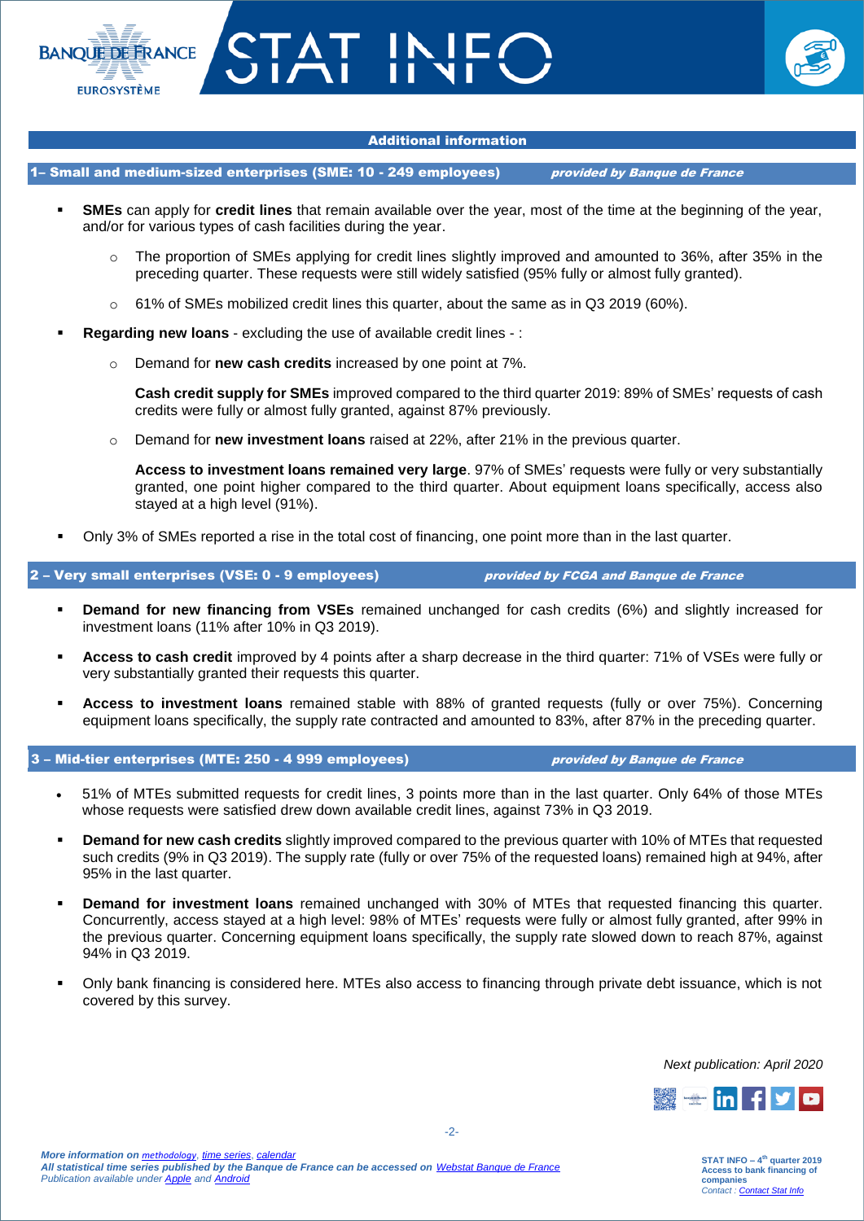## Additional information

### 1– Small and medium-sized enterprises (SME: 10 - 249 employees) *provided by Banque de France*

- **SMEs** can apply for **credit lines** that remain available over the year, most of the time at the beginning of the year, and/or for various types of cash facilities during the year.
  - The proportion of SMEs applying for credit lines slightly improved and amounted to 36%, after 35% in the preceding quarter. These requests were still widely satisfied (95% fully or almost fully granted).
  - 61% of SMEs mobilized credit lines this quarter, about the same as in Q3 2019 (60%).
- **Regarding new loans** - excluding the use of available credit lines - :
  - Demand for **new cash credits** increased by one point at 7%.

    **Cash credit supply for SMEs** improved compared to the third quarter 2019: 89% of SMEs' requests of cash credits were fully or almost fully granted, against 87% previously.
  - Demand for **new investment loans** raised at 22%, after 21% in the previous quarter.

    **Access to investment loans remained very large**. 97% of SMEs' requests were fully or very substantially granted, one point higher compared to the third quarter. About equipment loans specifically, access also stayed at a high level (91%).
- Only 3% of SMEs reported a rise in the total cost of financing, one point more than in the last quarter.

### 2 – Very small enterprises (VSE: 0 - 9 employees) *provided by FCGA and Banque de France*

- **Demand for new financing from VSEs** remained unchanged for cash credits (6%) and slightly increased for investment loans (11% after 10% in Q3 2019).
- **Access to cash credit** improved by 4 points after a sharp decrease in the third quarter: 71% of VSEs were fully or very substantially granted their requests this quarter.
- **Access to investment loans** remained stable with 88% of granted requests (fully or over 75%). Concerning equipment loans specifically, the supply rate contracted and amounted to 83%, after 87% in the preceding quarter.

### 3 – Mid-tier enterprises (MTE: 250 - 4 999 employees) *provided by Banque de France*

- 51% of MTEs submitted requests for credit lines, 3 points more than in the last quarter. Only 64% of those MTEs whose requests were satisfied drew down available credit lines, against 73% in Q3 2019.
- **Demand for new cash credits** slightly improved compared to the previous quarter with 10% of MTEs that requested such credits (9% in Q3 2019). The supply rate (fully or over 75% of the requested loans) remained high at 94%, after 95% in the last quarter.
- **Demand for investment loans** remained unchanged with 30% of MTEs that requested financing this quarter. Concurrently, access stayed at a high level: 98% of MTEs' requests were fully or almost fully granted, after 99% in the previous quarter. Concerning equipment loans specifically, the supply rate slowed down to reach 87%, against 94% in Q3 2019.
- Only bank financing is considered here. MTEs also access to financing through private debt issuance, which is not covered by this survey.

*Next publication: April 2020*

*More information on methodology, time series, calendar*
*All statistical time series published by the Banque de France can be accessed on Webstat Banque de France*
*Publication available under Apple and Android*